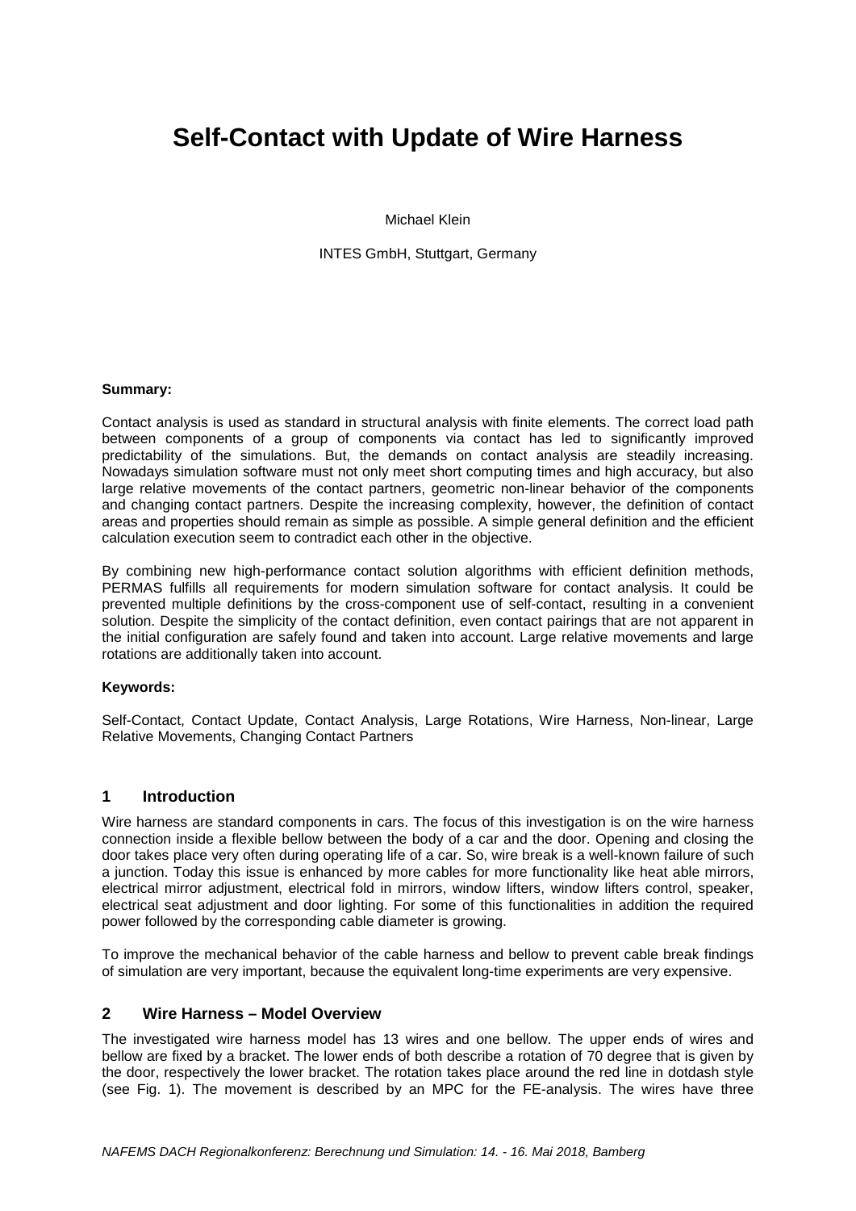# Self-Contact with Update of Wire Harness

Michael Klein

INTES GmbH, Stuttgart, Germany

**Summary:**

Contact analysis is used as standard in structural analysis with finite elements. The correct load path between components of a group of components via contact has led to significantly improved predictability of the simulations. But, the demands on contact analysis are steadily increasing. Nowadays simulation software must not only meet short computing times and high accuracy, but also large relative movements of the contact partners, geometric non-linear behavior of the components and changing contact partners. Despite the increasing complexity, however, the definition of contact areas and properties should remain as simple as possible. A simple general definition and the efficient calculation execution seem to contradict each other in the objective.

By combining new high-performance contact solution algorithms with efficient definition methods, PERMAS fulfills all requirements for modern simulation software for contact analysis. It could be prevented multiple definitions by the cross-component use of self-contact, resulting in a convenient solution. Despite the simplicity of the contact definition, even contact pairings that are not apparent in the initial configuration are safely found and taken into account. Large relative movements and large rotations are additionally taken into account.

**Keywords:**

Self-Contact, Contact Update, Contact Analysis, Large Rotations, Wire Harness, Non-linear, Large Relative Movements, Changing Contact Partners

## 1 Introduction

Wire harness are standard components in cars. The focus of this investigation is on the wire harness connection inside a flexible bellow between the body of a car and the door. Opening and closing the door takes place very often during operating life of a car. So, wire break is a well-known failure of such a junction. Today this issue is enhanced by more cables for more functionality like heat able mirrors, electrical mirror adjustment, electrical fold in mirrors, window lifters, window lifters control, speaker, electrical seat adjustment and door lighting. For some of this functionalities in addition the required power followed by the corresponding cable diameter is growing.

To improve the mechanical behavior of the cable harness and bellow to prevent cable break findings of simulation are very important, because the equivalent long-time experiments are very expensive.

## 2 Wire Harness – Model Overview

The investigated wire harness model has 13 wires and one bellow. The upper ends of wires and bellow are fixed by a bracket. The lower ends of both describe a rotation of 70 degree that is given by the door, respectively the lower bracket. The rotation takes place around the red line in dotdash style (see Fig. 1). The movement is described by an MPC for the FE-analysis. The wires have three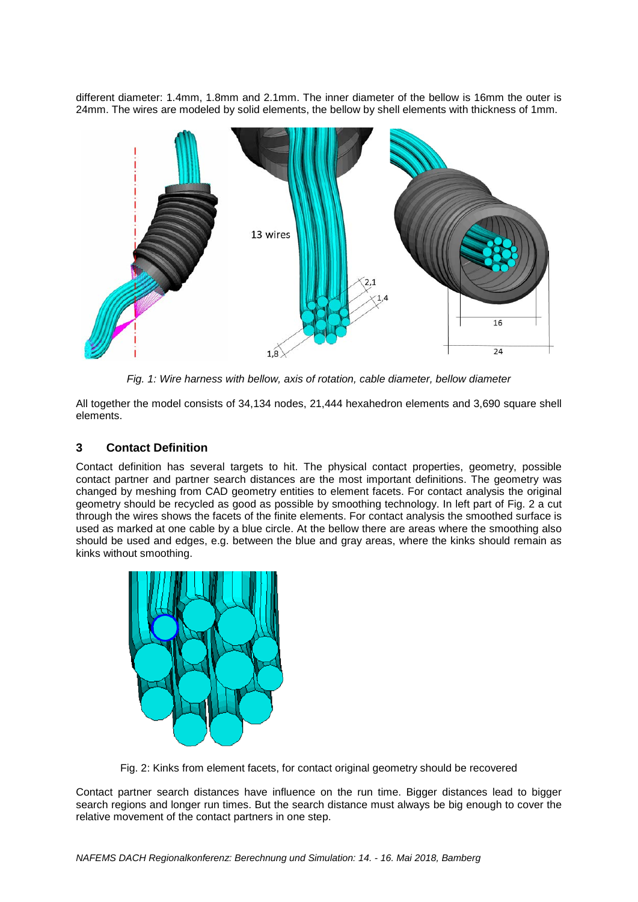different diameter: 1.4mm, 1.8mm and 2.1mm. The inner diameter of the bellow is 16mm the outer is 24mm. The wires are modeled by solid elements, the bellow by shell elements with thickness of 1mm.

*Fig. 1: Wire harness with bellow, axis of rotation, cable diameter, bellow diameter*

All together the model consists of 34,134 nodes, 21,444 hexahedron elements and 3,690 square shell elements.

## 3 Contact Definition

Contact definition has several targets to hit. The physical contact properties, geometry, possible contact partner and partner search distances are the most important definitions. The geometry was changed by meshing from CAD geometry entities to element facets. For contact analysis the original geometry should be recycled as good as possible by smoothing technology. In left part of Fig. 2 a cut through the wires shows the facets of the finite elements. For contact analysis the smoothed surface is used as marked at one cable by a blue circle. At the bellow there are areas where the smoothing also should be used and edges, e.g. between the blue and gray areas, where the kinks should remain as kinks without smoothing.

Fig. 2: Kinks from element facets, for contact original geometry should be recovered

Contact partner search distances have influence on the run time. Bigger distances lead to bigger search regions and longer run times. But the search distance must always be big enough to cover the relative movement of the contact partners in one step.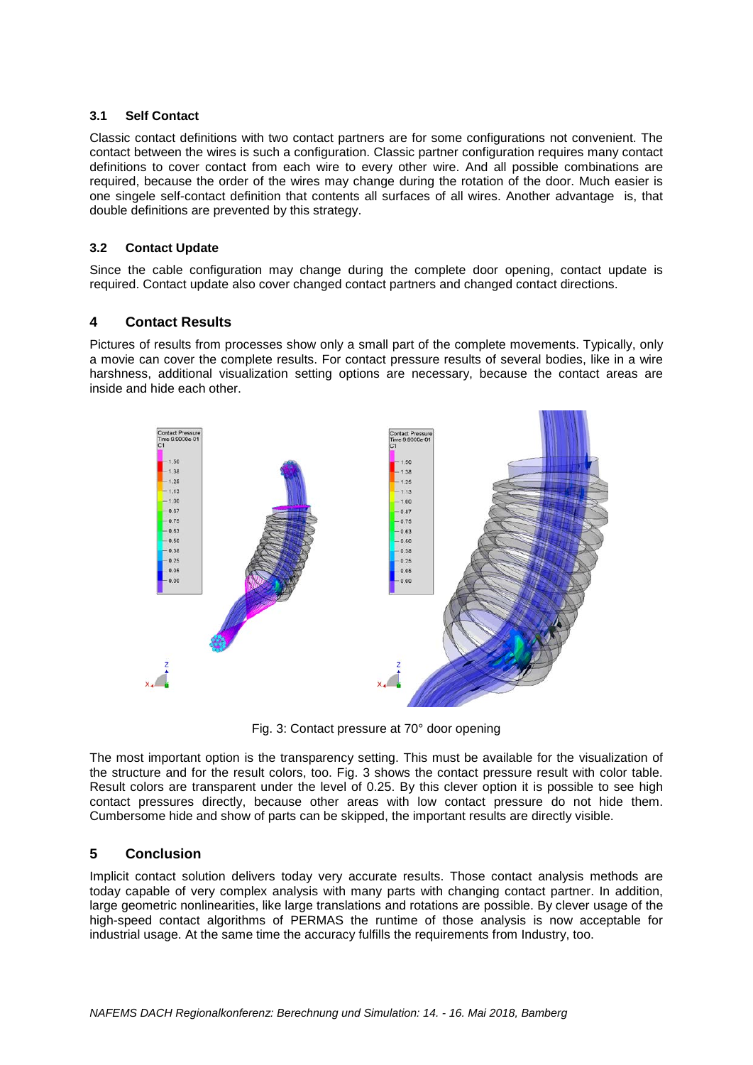### 3.1 Self Contact

Classic contact definitions with two contact partners are for some configurations not convenient. The contact between the wires is such a configuration. Classic partner configuration requires many contact definitions to cover contact from each wire to every other wire. And all possible combinations are required, because the order of the wires may change during the rotation of the door. Much easier is one singele self-contact definition that contents all surfaces of all wires. Another advantage is, that double definitions are prevented by this strategy.

### 3.2 Contact Update

Since the cable configuration may change during the complete door opening, contact update is required. Contact update also cover changed contact partners and changed contact directions.

## 4 Contact Results

Pictures of results from processes show only a small part of the complete movements. Typically, only a movie can cover the complete results. For contact pressure results of several bodies, like in a wire harshness, additional visualization setting options are necessary, because the contact areas are inside and hide each other.

Fig. 3: Contact pressure at 70° door opening

The most important option is the transparency setting. This must be available for the visualization of the structure and for the result colors, too. Fig. 3 shows the contact pressure result with color table. Result colors are transparent under the level of 0.25. By this clever option it is possible to see high contact pressures directly, because other areas with low contact pressure do not hide them. Cumbersome hide and show of parts can be skipped, the important results are directly visible.

## 5 Conclusion

Implicit contact solution delivers today very accurate results. Those contact analysis methods are today capable of very complex analysis with many parts with changing contact partner. In addition, large geometric nonlinearities, like large translations and rotations are possible. By clever usage of the high-speed contact algorithms of PERMAS the runtime of those analysis is now acceptable for industrial usage. At the same time the accuracy fulfills the requirements from Industry, too.